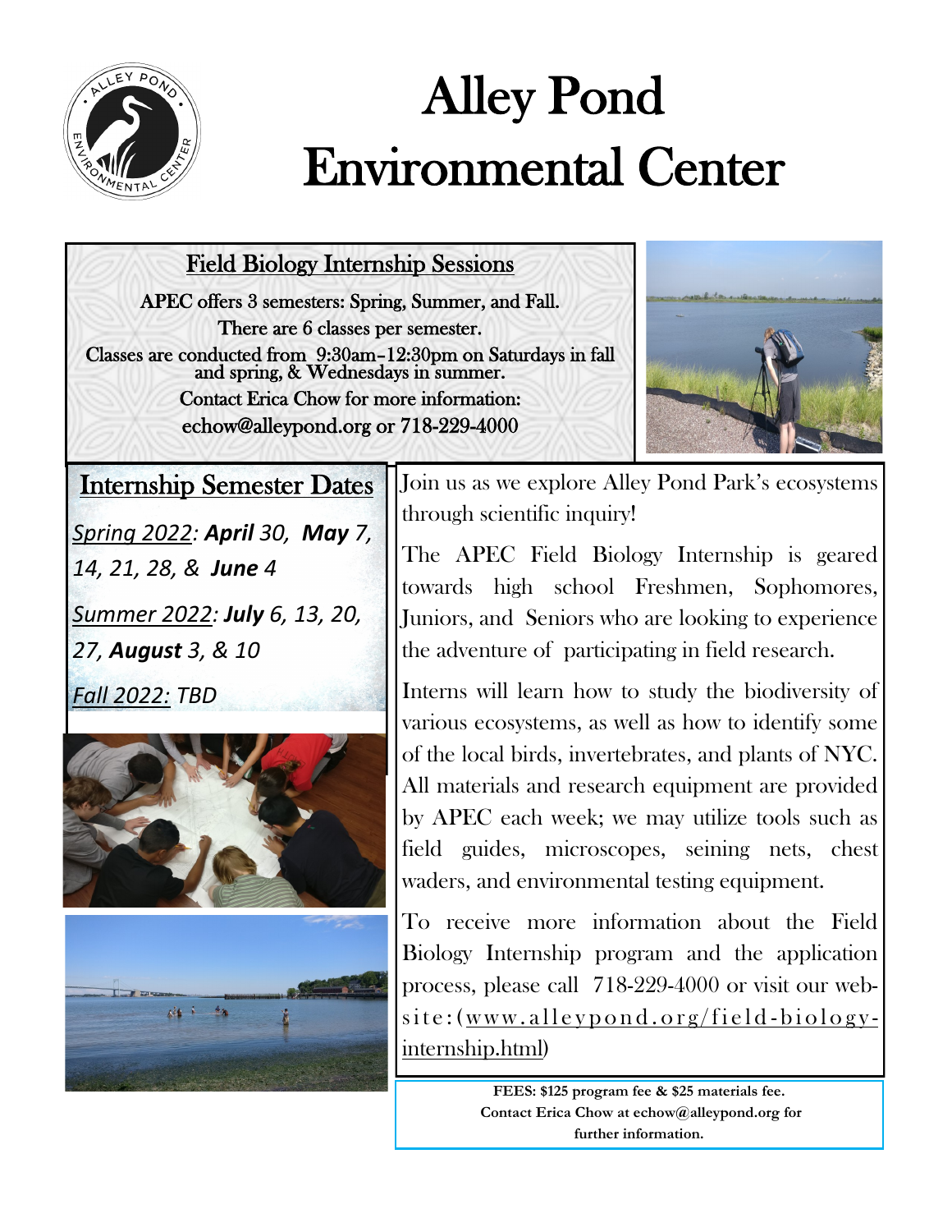# Alley Pond Environmental Center

## Field Biology Internship Sessions

APEC offers 3 semesters: Spring, Summer, and Fall.
There are 6 classes per semester.
Classes are conducted from 9:30am–12:30pm on Saturdays in fall and spring, & Wednesdays in summer.
Contact Erica Chow for more information:
echow@alleypond.org or 718-229-4000

## Internship Semester Dates

*Spring 2022: **April** 30, **May** 7, 14, 21, 28, & **June** 4*

*Summer 2022: **July** 6, 13, 20, 27, **August** 3, & 10*

*Fall 2022: TBD*

Join us as we explore Alley Pond Park's ecosystems through scientific inquiry!

The APEC Field Biology Internship is geared towards high school Freshmen, Sophomores, Juniors, and Seniors who are looking to experience the adventure of participating in field research.

Interns will learn how to study the biodiversity of various ecosystems, as well as how to identify some of the local birds, invertebrates, and plants of NYC. All materials and research equipment are provided by APEC each week; we may utilize tools such as field guides, microscopes, seining nets, chest waders, and environmental testing equipment.

To receive more information about the Field Biology Internship program and the application process, please call 718-229-4000 or visit our website: (www.alleypond.org/field-biology-internship.html)

**FEES: $125 program fee & $25 materials fee. Contact Erica Chow at echow@alleypond.org for further information.**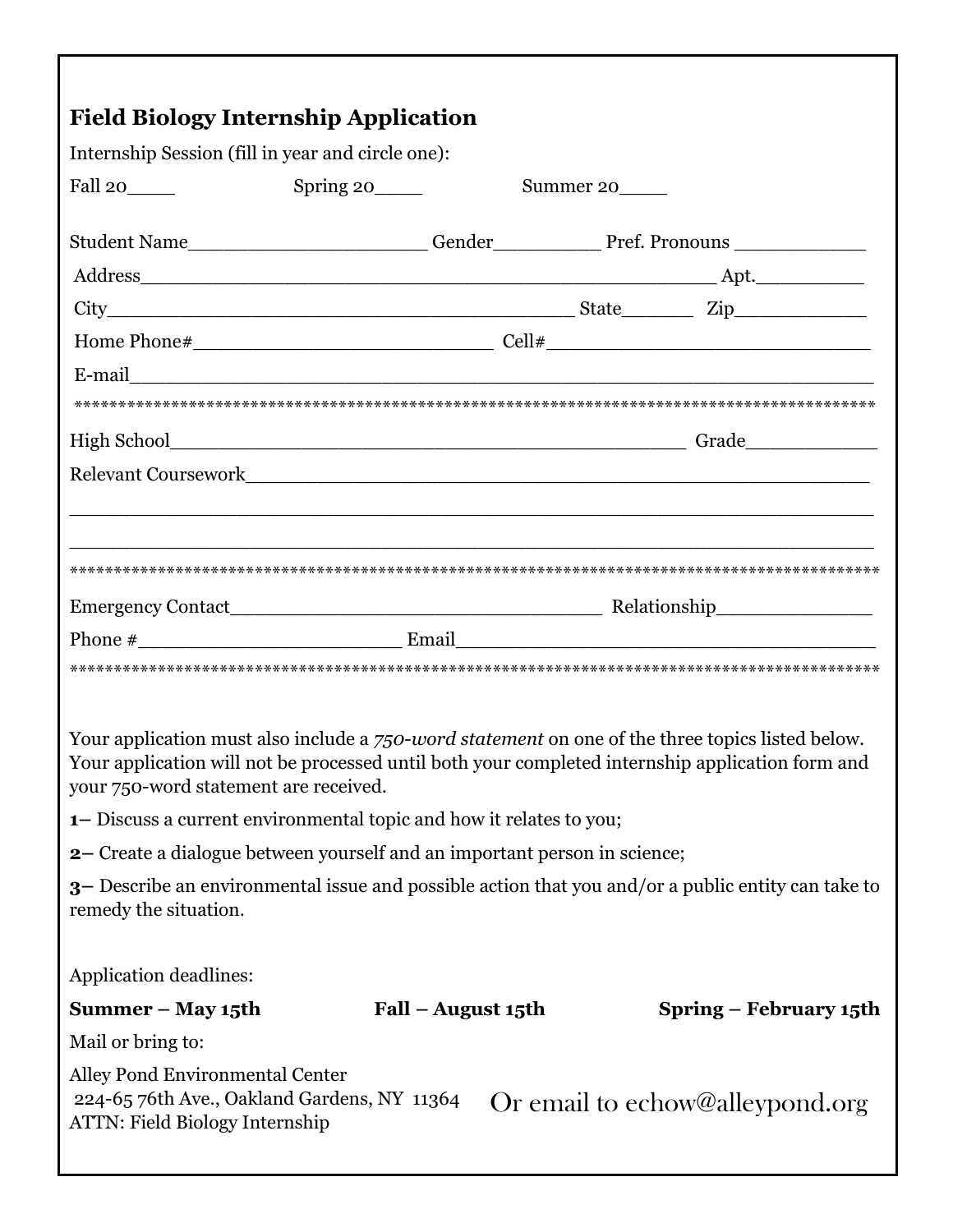## Field Biology Internship Application

Internship Session (fill in year and circle one):

Fall 20____ Spring 20____ Summer 20____

Student Name____________________ Gender_________ Pref. Pronouns ___________

Address_________________________________________________ Apt.__________

City_______________________________________ State______ Zip____________

Home Phone#_________________________ Cell#___________________________

E-mail______________________________________________________________

*****************************************************************************************

High School___________________________________________ Grade____________

Relevant Coursework_____________________________________________________

____________________________________________________________________

____________________________________________________________________

*****************************************************************************************

Emergency Contact_______________________________ Relationship_____________

Phone #______________________ Email____________________________________

*****************************************************************************************

Your application must also include a *750-word statement* on one of the three topics listed below. Your application will not be processed until both your completed internship application form and your 750-word statement are received.

**1**– Discuss a current environmental topic and how it relates to you;

**2**– Create a dialogue between yourself and an important person in science;

**3**– Describe an environmental issue and possible action that you and/or a public entity can take to remedy the situation.

Application deadlines:

**Summer – May 15th** **Fall – August 15th** **Spring – February 15th**

Mail or bring to:

Alley Pond Environmental Center
224-65 76th Ave., Oakland Gardens, NY 11364
ATTN: Field Biology Internship

Or email to echow@alleypond.org